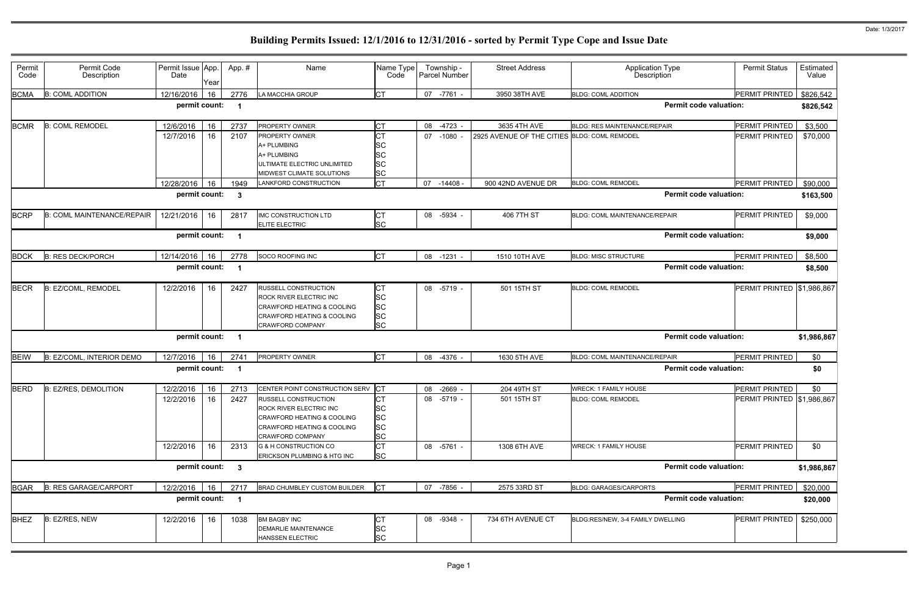Date: 1/3/2017

# Building Permits Issued: 12/1/2016 to 12/31/2016 - sorted by Permit Type Cope and Issue Date

| Permit Code | Permit Code Description | Permit Issue Date | App. Year | App. # | Name | Name Type Code | Township - Parcel Number | Street Address | Application Type Description | Permit Status | Estimated Value |
|---|---|---|---|---|---|---|---|---|---|---|---|
| BCMA | B: COML ADDITION | 12/16/2016 | 16 | 2776 | LA MACCHIA GROUP | CT | 07 -7761 - | 3950 38TH AVE | BLDG: COML ADDITION | PERMIT PRINTED | $826,542 |
| | | permit count: | | 1 | | | | | Permit code valuation: | | $826,542 |
| BCMR | B: COML REMODEL | 12/6/2016 | 16 | 2737 | PROPERTY OWNER | CT | 08 -4723 - | 3635 4TH AVE | BLDG: RES MAINTENANCE/REPAIR | PERMIT PRINTED | $3,500 |
| | | 12/7/2016 | 16 | 2107 | PROPERTY OWNER | CT | 07 -1080 - | 2925 AVENUE OF THE CITIES | BLDG: COML REMODEL | PERMIT PRINTED | $70,000 |
| | | | | | A+ PLUMBING | SC | | | | | |
| | | | | | A+ PLUMBING | SC | | | | | |
| | | | | | ULTIMATE ELECTRIC UNLIMITED | SC | | | | | |
| | | | | | MIDWEST CLIMATE SOLUTIONS | SC | | | | | |
| | | 12/28/2016 | 16 | 1949 | LANKFORD CONSTRUCTION | CT | 07 -14408 - | 900 42ND AVENUE DR | BLDG: COML REMODEL | PERMIT PRINTED | $90,000 |
| | | permit count: | | 3 | | | | | Permit code valuation: | | $163,500 |
| BCRP | B: COML MAINTENANCE/REPAIR | 12/21/2016 | 16 | 2817 | IMC CONSTRUCTION LTD | CT | 08 -5934 - | 406 7TH ST | BLDG: COML MAINTENANCE/REPAIR | PERMIT PRINTED | $9,000 |
| | | | | | ELITE ELECTRIC | SC | | | | | |
| | | permit count: | | 1 | | | | | Permit code valuation: | | $9,000 |
| BDCK | B: RES DECK/PORCH | 12/14/2016 | 16 | 2778 | SOCO ROOFING INC | CT | 08 -1231 - | 1510 10TH AVE | BLDG: MISC STRUCTURE | PERMIT PRINTED | $8,500 |
| | | permit count: | | 1 | | | | | Permit code valuation: | | $8,500 |
| BECR | B: EZ/COML, REMODEL | 12/2/2016 | 16 | 2427 | RUSSELL CONSTRUCTION | CT | 08 -5719 - | 501 15TH ST | BLDG: COML REMODEL | PERMIT PRINTED | $1,986,867 |
| | | | | | ROCK RIVER ELECTRIC INC | SC | | | | | |
| | | | | | CRAWFORD HEATING & COOLING | SC | | | | | |
| | | | | | CRAWFORD HEATING & COOLING | SC | | | | | |
| | | | | | CRAWFORD COMPANY | SC | | | | | |
| | | permit count: | | 1 | | | | | Permit code valuation: | | $1,986,867 |
| BEIW | B: EZ/COML, INTERIOR DEMO | 12/7/2016 | 16 | 2741 | PROPERTY OWNER | CT | 08 -4376 - | 1630 5TH AVE | BLDG: COML MAINTENANCE/REPAIR | PERMIT PRINTED | $0 |
| | | permit count: | | 1 | | | | | Permit code valuation: | | $0 |
| BERD | B: EZ/RES, DEMOLITION | 12/2/2016 | 16 | 2713 | CENTER POINT CONSTRUCTION SERV | CT | 08 -2669 - | 204 49TH ST | WRECK: 1 FAMILY HOUSE | PERMIT PRINTED | $0 |
| | | 12/2/2016 | 16 | 2427 | RUSSELL CONSTRUCTION | CT | 08 -5719 - | 501 15TH ST | BLDG: COML REMODEL | PERMIT PRINTED | $1,986,867 |
| | | | | | ROCK RIVER ELECTRIC INC | SC | | | | | |
| | | | | | CRAWFORD HEATING & COOLING | SC | | | | | |
| | | | | | CRAWFORD HEATING & COOLING | SC | | | | | |
| | | | | | CRAWFORD COMPANY | SC | | | | | |
| | | 12/2/2016 | 16 | 2313 | G & H CONSTRUCTION CO | CT | 08 -5761 - | 1308 6TH AVE | WRECK: 1 FAMILY HOUSE | PERMIT PRINTED | $0 |
| | | | | | ERICKSON PLUMBING & HTG INC | SC | | | | | |
| | | permit count: | | 3 | | | | | Permit code valuation: | | $1,986,867 |
| BGAR | B: RES GARAGE/CARPORT | 12/2/2016 | 16 | 2717 | BRAD CHUMBLEY CUSTOM BUILDER | CT | 07 -7856 - | 2575 33RD ST | BLDG: GARAGES/CARPORTS | PERMIT PRINTED | $20,000 |
| | | permit count: | | 1 | | | | | Permit code valuation: | | $20,000 |
| BHEZ | B: EZ/RES, NEW | 12/2/2016 | 16 | 1038 | BM BAGBY INC | CT | 08 -9348 - | 734 6TH AVENUE CT | BLDG:RES/NEW, 3-4 FAMILY DWELLING | PERMIT PRINTED | $250,000 |
| | | | | | DEMARLIE MAINTENANCE | SC | | | | | |
| | | | | | HANSSEN ELECTRIC | SC | | | | | |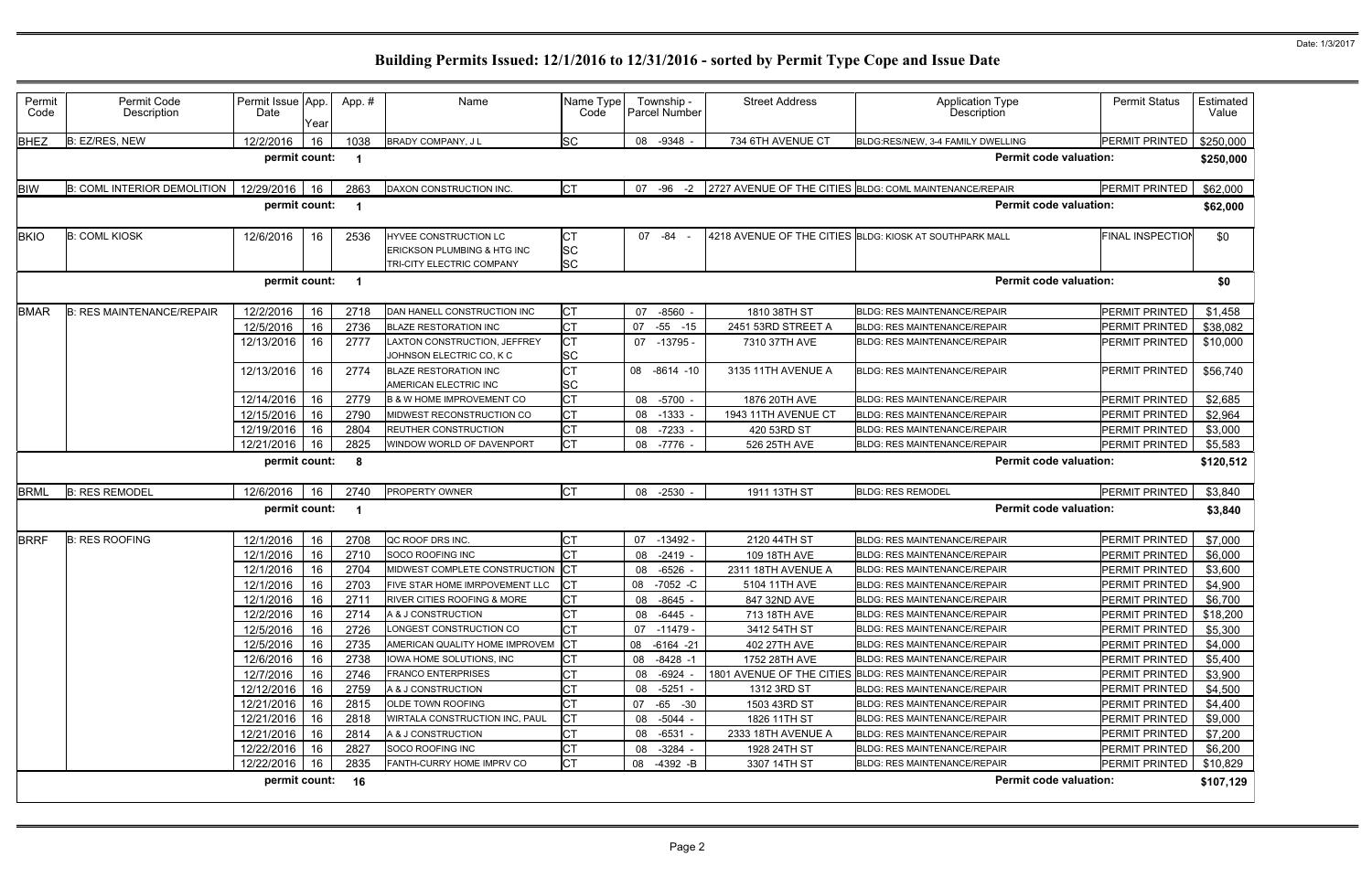# Building Permits Issued: 12/1/2016 to 12/31/2016 - sorted by Permit Type Cope and Issue Date

Date: 1/3/2017

| Permit Code | Permit Code Description | Permit Issue Date | App. Year | App. # | Name | Name Type Code | Township - Parcel Number | Street Address | Application Type Description | Permit Status | Estimated Value |
|---|---|---|---|---|---|---|---|---|---|---|---|
| BHEZ | B: EZ/RES, NEW | 12/2/2016 | 16 | 1038 | BRADY COMPANY, J L | SC | 08 -9348 - | 734 6TH AVENUE CT | BLDG:RES/NEW, 3-4 FAMILY DWELLING | PERMIT PRINTED | $250,000 |
| | | permit count: | | 1 | | | | | Permit code valuation: | | $250,000 |
| BIW | B: COML INTERIOR DEMOLITION | 12/29/2016 | 16 | 2863 | DAXON CONSTRUCTION INC. | CT | 07 -96 -2 | 2727 AVENUE OF THE CITIES | BLDG: COML MAINTENANCE/REPAIR | PERMIT PRINTED | $62,000 |
| | | permit count: | | 1 | | | | | Permit code valuation: | | $62,000 |
| BKIO | B: COML KIOSK | 12/6/2016 | 16 | 2536 | HYVEE CONSTRUCTION LC<br>ERICKSON PLUMBING & HTG INC<br>TRI-CITY ELECTRIC COMPANY | CT<br>SC<br>SC | 07 -84 - | 4218 AVENUE OF THE CITIES | BLDG: KIOSK AT SOUTHPARK MALL | FINAL INSPECTION | $0 |
| | | permit count: | | 1 | | | | | Permit code valuation: | | $0 |
| BMAR | B: RES MAINTENANCE/REPAIR | 12/2/2016 | 16 | 2718 | DAN HANELL CONSTRUCTION INC | CT | 07 -8560 - | 1810 38TH ST | BLDG: RES MAINTENANCE/REPAIR | PERMIT PRINTED | $1,458 |
| | | 12/5/2016 | 16 | 2736 | BLAZE RESTORATION INC | CT | 07 -55 -15 | 2451 53RD STREET A | BLDG: RES MAINTENANCE/REPAIR | PERMIT PRINTED | $38,082 |
| | | 12/13/2016 | 16 | 2777 | LAXTON CONSTRUCTION, JEFFREY<br>JOHNSON ELECTRIC CO, K C | CT<br>SC | 07 -13795 - | 7310 37TH AVE | BLDG: RES MAINTENANCE/REPAIR | PERMIT PRINTED | $10,000 |
| | | 12/13/2016 | 16 | 2774 | BLAZE RESTORATION INC<br>AMERICAN ELECTRIC INC | CT<br>SC | 08 -8614 -10 | 3135 11TH AVENUE A | BLDG: RES MAINTENANCE/REPAIR | PERMIT PRINTED | $56,740 |
| | | 12/14/2016 | 16 | 2779 | B & W HOME IMPROVEMENT CO | CT | 08 -5700 - | 1876 20TH AVE | BLDG: RES MAINTENANCE/REPAIR | PERMIT PRINTED | $2,685 |
| | | 12/15/2016 | 16 | 2790 | MIDWEST RECONSTRUCTION CO | CT | 08 -1333 - | 1943 11TH AVENUE CT | BLDG: RES MAINTENANCE/REPAIR | PERMIT PRINTED | $2,964 |
| | | 12/19/2016 | 16 | 2804 | REUTHER CONSTRUCTION | CT | 08 -7233 - | 420 53RD ST | BLDG: RES MAINTENANCE/REPAIR | PERMIT PRINTED | $3,000 |
| | | 12/21/2016 | 16 | 2825 | WINDOW WORLD OF DAVENPORT | CT | 08 -7776 - | 526 25TH AVE | BLDG: RES MAINTENANCE/REPAIR | PERMIT PRINTED | $5,583 |
| | | permit count: | | 8 | | | | | Permit code valuation: | | $120,512 |
| BRML | B: RES REMODEL | 12/6/2016 | 16 | 2740 | PROPERTY OWNER | CT | 08 -2530 - | 1911 13TH ST | BLDG: RES REMODEL | PERMIT PRINTED | $3,840 |
| | | permit count: | | 1 | | | | | Permit code valuation: | | $3,840 |
| BRRF | B: RES ROOFING | 12/1/2016 | 16 | 2708 | QC ROOF DRS INC. | CT | 07 -13492 - | 2120 44TH ST | BLDG: RES MAINTENANCE/REPAIR | PERMIT PRINTED | $7,000 |
| | | 12/1/2016 | 16 | 2710 | SOCO ROOFING INC | CT | 08 -2419 - | 109 18TH AVE | BLDG: RES MAINTENANCE/REPAIR | PERMIT PRINTED | $6,000 |
| | | 12/1/2016 | 16 | 2704 | MIDWEST COMPLETE CONSTRUCTION | CT | 08 -6526 - | 2311 18TH AVENUE A | BLDG: RES MAINTENANCE/REPAIR | PERMIT PRINTED | $3,600 |
| | | 12/1/2016 | 16 | 2703 | FIVE STAR HOME IMRPOVEMENT LLC | CT | 08 -7052 -C | 5104 11TH AVE | BLDG: RES MAINTENANCE/REPAIR | PERMIT PRINTED | $4,900 |
| | | 12/1/2016 | 16 | 2711 | RIVER CITIES ROOFING & MORE | CT | 08 -8645 - | 847 32ND AVE | BLDG: RES MAINTENANCE/REPAIR | PERMIT PRINTED | $6,700 |
| | | 12/2/2016 | 16 | 2714 | A & J CONSTRUCTION | CT | 08 -6445 - | 713 18TH AVE | BLDG: RES MAINTENANCE/REPAIR | PERMIT PRINTED | $18,200 |
| | | 12/5/2016 | 16 | 2726 | LONGEST CONSTRUCTION CO | CT | 07 -11479 - | 3412 54TH ST | BLDG: RES MAINTENANCE/REPAIR | PERMIT PRINTED | $5,300 |
| | | 12/5/2016 | 16 | 2735 | AMERICAN QUALITY HOME IMPROVEM | CT | 08 -6164 -21 | 402 27TH AVE | BLDG: RES MAINTENANCE/REPAIR | PERMIT PRINTED | $4,000 |
| | | 12/6/2016 | 16 | 2738 | IOWA HOME SOLUTIONS, INC | CT | 08 -8428 -1 | 1752 28TH AVE | BLDG: RES MAINTENANCE/REPAIR | PERMIT PRINTED | $5,400 |
| | | 12/7/2016 | 16 | 2746 | FRANCO ENTERPRISES | CT | 08 -6924 - | 1801 AVENUE OF THE CITIES | BLDG: RES MAINTENANCE/REPAIR | PERMIT PRINTED | $3,900 |
| | | 12/12/2016 | 16 | 2759 | A & J CONSTRUCTION | CT | 08 -5251 - | 1312 3RD ST | BLDG: RES MAINTENANCE/REPAIR | PERMIT PRINTED | $4,500 |
| | | 12/21/2016 | 16 | 2815 | OLDE TOWN ROOFING | CT | 07 -65 -30 | 1503 43RD ST | BLDG: RES MAINTENANCE/REPAIR | PERMIT PRINTED | $4,400 |
| | | 12/21/2016 | 16 | 2818 | WIRTALA CONSTRUCTION INC, PAUL | CT | 08 -5044 - | 1826 11TH ST | BLDG: RES MAINTENANCE/REPAIR | PERMIT PRINTED | $9,000 |
| | | 12/21/2016 | 16 | 2814 | A & J CONSTRUCTION | CT | 08 -6531 - | 2333 18TH AVENUE A | BLDG: RES MAINTENANCE/REPAIR | PERMIT PRINTED | $7,200 |
| | | 12/22/2016 | 16 | 2827 | SOCO ROOFING INC | CT | 08 -3284 - | 1928 24TH ST | BLDG: RES MAINTENANCE/REPAIR | PERMIT PRINTED | $6,200 |
| | | 12/22/2016 | 16 | 2835 | FANTH-CURRY HOME IMPRV CO | CT | 08 -4392 -B | 3307 14TH ST | BLDG: RES MAINTENANCE/REPAIR | PERMIT PRINTED | $10,829 |
| | | permit count: | | 16 | | | | | Permit code valuation: | | $107,129 |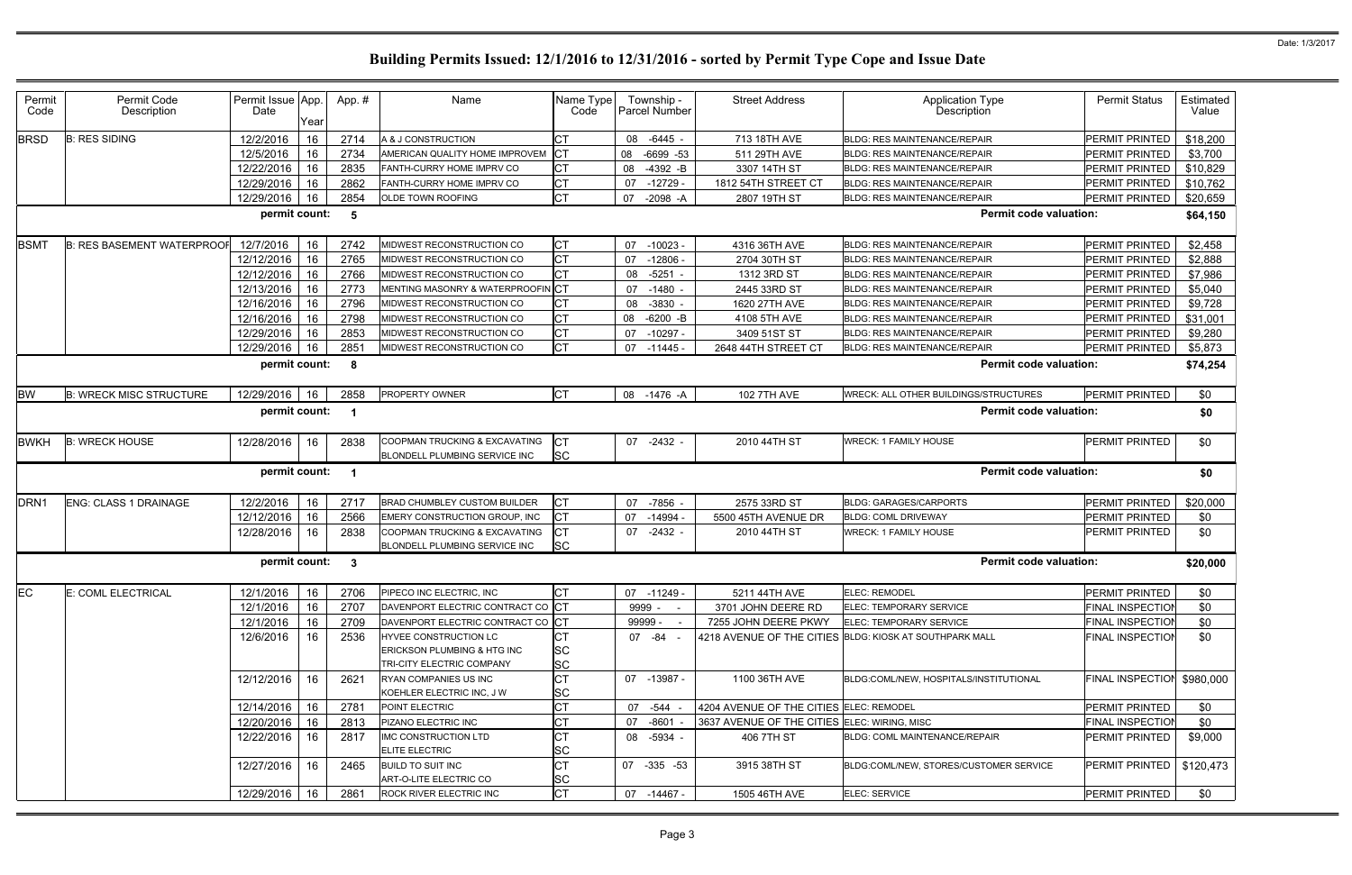# Building Permits Issued: 12/1/2016 to 12/31/2016 - sorted by Permit Type Cope and Issue Date

| Permit Code | Permit Code Description | Permit Issue Date | App. Year | App. # | Name | Name Type Code | Township - Parcel Number | Street Address | Application Type Description | Permit Status | Estimated Value |
|---|---|---|---|---|---|---|---|---|---|---|---|
| BRSD | B: RES SIDING | 12/2/2016 | 16 | 2714 | A & J CONSTRUCTION | CT | 08 -6445 - | 713 18TH AVE | BLDG: RES MAINTENANCE/REPAIR | PERMIT PRINTED | $18,200 |
| | | 12/5/2016 | 16 | 2734 | AMERICAN QUALITY HOME IMPROVEM | CT | 08 -6699 -53 | 511 29TH AVE | BLDG: RES MAINTENANCE/REPAIR | PERMIT PRINTED | $3,700 |
| | | 12/22/2016 | 16 | 2835 | FANTH-CURRY HOME IMPRV CO | CT | 08 -4392 -B | 3307 14TH ST | BLDG: RES MAINTENANCE/REPAIR | PERMIT PRINTED | $10,829 |
| | | 12/29/2016 | 16 | 2862 | FANTH-CURRY HOME IMPRV CO | CT | 07 -12729 - | 1812 54TH STREET CT | BLDG: RES MAINTENANCE/REPAIR | PERMIT PRINTED | $10,762 |
| | | 12/29/2016 | 16 | 2854 | OLDE TOWN ROOFING | CT | 07 -2098 -A | 2807 19TH ST | BLDG: RES MAINTENANCE/REPAIR | PERMIT PRINTED | $20,659 |
| | | **permit count:** | | **5** | | | | | **Permit code valuation:** | | **$64,150** |
| BSMT | B: RES BASEMENT WATERPROOF | 12/7/2016 | 16 | 2742 | MIDWEST RECONSTRUCTION CO | CT | 07 -10023 - | 4316 36TH AVE | BLDG: RES MAINTENANCE/REPAIR | PERMIT PRINTED | $2,458 |
| | | 12/12/2016 | 16 | 2765 | MIDWEST RECONSTRUCTION CO | CT | 07 -12806 - | 2704 30TH ST | BLDG: RES MAINTENANCE/REPAIR | PERMIT PRINTED | $2,888 |
| | | 12/12/2016 | 16 | 2766 | MIDWEST RECONSTRUCTION CO | CT | 08 -5251 - | 1312 3RD ST | BLDG: RES MAINTENANCE/REPAIR | PERMIT PRINTED | $7,986 |
| | | 12/13/2016 | 16 | 2773 | MENTING MASONRY & WATERPROOFIN | CT | 07 -1480 - | 2445 33RD ST | BLDG: RES MAINTENANCE/REPAIR | PERMIT PRINTED | $5,040 |
| | | 12/16/2016 | 16 | 2796 | MIDWEST RECONSTRUCTION CO | CT | 08 -3830 - | 1620 27TH AVE | BLDG: RES MAINTENANCE/REPAIR | PERMIT PRINTED | $9,728 |
| | | 12/16/2016 | 16 | 2798 | MIDWEST RECONSTRUCTION CO | CT | 08 -6200 -B | 4108 5TH AVE | BLDG: RES MAINTENANCE/REPAIR | PERMIT PRINTED | $31,001 |
| | | 12/29/2016 | 16 | 2853 | MIDWEST RECONSTRUCTION CO | CT | 07 -10297 - | 3409 51ST ST | BLDG: RES MAINTENANCE/REPAIR | PERMIT PRINTED | $9,280 |
| | | 12/29/2016 | 16 | 2851 | MIDWEST RECONSTRUCTION CO | CT | 07 -11445 - | 2648 44TH STREET CT | BLDG: RES MAINTENANCE/REPAIR | PERMIT PRINTED | $5,873 |
| | | **permit count:** | | **8** | | | | | **Permit code valuation:** | | **$74,254** |
| BW | B: WRECK MISC STRUCTURE | 12/29/2016 | 16 | 2858 | PROPERTY OWNER | CT | 08 -1476 -A | 102 7TH AVE | WRECK: ALL OTHER BUILDINGS/STRUCTURES | PERMIT PRINTED | $0 |
| | | **permit count:** | | **1** | | | | | **Permit code valuation:** | | **$0** |
| BWKH | B: WRECK HOUSE | 12/28/2016 | 16 | 2838 | COOPMAN TRUCKING & EXCAVATING<br>BLONDELL PLUMBING SERVICE INC | CT<br>SC | 07 -2432 - | 2010 44TH ST | WRECK: 1 FAMILY HOUSE | PERMIT PRINTED | $0 |
| | | **permit count:** | | **1** | | | | | **Permit code valuation:** | | **$0** |
| DRN1 | ENG: CLASS 1 DRAINAGE | 12/2/2016 | 16 | 2717 | BRAD CHUMBLEY CUSTOM BUILDER | CT | 07 -7856 - | 2575 33RD ST | BLDG: GARAGES/CARPORTS | PERMIT PRINTED | $20,000 |
| | | 12/12/2016 | 16 | 2566 | EMERY CONSTRUCTION GROUP, INC | CT | 07 -14994 - | 5500 45TH AVENUE DR | BLDG: COML DRIVEWAY | PERMIT PRINTED | $0 |
| | | 12/28/2016 | 16 | 2838 | COOPMAN TRUCKING & EXCAVATING<br>BLONDELL PLUMBING SERVICE INC | CT<br>SC | 07 -2432 - | 2010 44TH ST | WRECK: 1 FAMILY HOUSE | PERMIT PRINTED | $0 |
| | | **permit count:** | | **3** | | | | | **Permit code valuation:** | | **$20,000** |
| EC | E: COML ELECTRICAL | 12/1/2016 | 16 | 2706 | PIPECO INC ELECTRIC, INC | CT | 07 -11249 - | 5211 44TH AVE | ELEC: REMODEL | PERMIT PRINTED | $0 |
| | | 12/1/2016 | 16 | 2707 | DAVENPORT ELECTRIC CONTRACT CO | CT | 9999 - - | 3701 JOHN DEERE RD | ELEC: TEMPORARY SERVICE | FINAL INSPECTION | $0 |
| | | 12/1/2016 | 16 | 2709 | DAVENPORT ELECTRIC CONTRACT CO | CT | 99999 - - | 7255 JOHN DEERE PKWY | ELEC: TEMPORARY SERVICE | FINAL INSPECTION | $0 |
| | | 12/6/2016 | 16 | 2536 | HYVEE CONSTRUCTION LC<br>ERICKSON PLUMBING & HTG INC<br>TRI-CITY ELECTRIC COMPANY | CT<br>SC<br>SC | 07 -84 - | 4218 AVENUE OF THE CITIES | BLDG: KIOSK AT SOUTHPARK MALL | FINAL INSPECTION | $0 |
| | | 12/12/2016 | 16 | 2621 | RYAN COMPANIES US INC<br>KOEHLER ELECTRIC INC, J W | CT<br>SC | 07 -13987 - | 1100 36TH AVE | BLDG:COML/NEW, HOSPITALS/INSTITUTIONAL | FINAL INSPECTION | $980,000 |
| | | 12/14/2016 | 16 | 2781 | POINT ELECTRIC | CT | 07 -544 - | 4204 AVENUE OF THE CITIES | ELEC: REMODEL | PERMIT PRINTED | $0 |
| | | 12/20/2016 | 16 | 2813 | PIZANO ELECTRIC INC | CT | 07 -8601 - | 3637 AVENUE OF THE CITIES | ELEC: WIRING, MISC | FINAL INSPECTION | $0 |
| | | 12/22/2016 | 16 | 2817 | IMC CONSTRUCTION LTD<br>ELITE ELECTRIC | CT<br>SC | 08 -5934 - | 406 7TH ST | BLDG: COML MAINTENANCE/REPAIR | PERMIT PRINTED | $9,000 |
| | | 12/27/2016 | 16 | 2465 | BUILD TO SUIT INC<br>ART-O-LITE ELECTRIC CO | CT<br>SC | 07 -335 -53 | 3915 38TH ST | BLDG:COML/NEW, STORES/CUSTOMER SERVICE | PERMIT PRINTED | $120,473 |
| | | 12/29/2016 | 16 | 2861 | ROCK RIVER ELECTRIC INC | CT | 07 -14467 - | 1505 46TH AVE | ELEC: SERVICE | PERMIT PRINTED | $0 |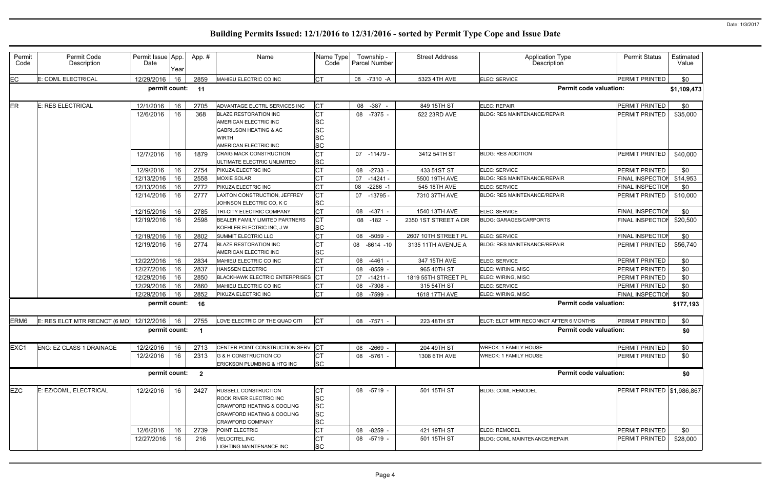# Building Permits Issued: 12/1/2016 to 12/31/2016 - sorted by Permit Type Cope and Issue Date

| Permit Code | Permit Code Description | Permit Issue Date | App. Year | App. # | Name | Name Type Code | Township - Parcel Number | Street Address | Application Type Description | Permit Status | Estimated Value |
|---|---|---|---|---|---|---|---|---|---|---|---|
| EC | E: COML ELECTRICAL | 12/29/2016 | 16 | 2859 | MAHIEU ELECTRIC CO INC | CT | 08 -7310 -A | 5323 4TH AVE | ELEC: SERVICE | PERMIT PRINTED | $0 |
| | | permit count: | | 11 | | | | | Permit code valuation: | | $1,109,473 |
| ER | E: RES ELECTRICAL | 12/1/2016 | 16 | 2705 | ADVANTAGE ELCTRL SERVICES INC | CT | 08 -387 - | 849 15TH ST | ELEC: REPAIR | PERMIT PRINTED | $0 |
| | | 12/6/2016 | 16 | 368 | BLAZE RESTORATION INC<br>AMERICAN ELECTRIC INC<br>GABRILSON HEATING & AC<br>WIRTH<br>AMERICAN ELECTRIC INC | CT<br>SC<br>SC<br>SC<br>SC | 08 -7375 - | 522 23RD AVE | BLDG: RES MAINTENANCE/REPAIR | PERMIT PRINTED | $35,000 |
| | | 12/7/2016 | 16 | 1879 | CRAIG MACK CONSTRUCTION<br>ULTIMATE ELECTRIC UNLIMITED | CT<br>SC | 07 -11479 - | 3412 54TH ST | BLDG: RES ADDITION | PERMIT PRINTED | $40,000 |
| | | 12/9/2016 | 16 | 2754 | PIKUZA ELECTRIC INC | CT | 08 -2733 - | 433 51ST ST | ELEC: SERVICE | PERMIT PRINTED | $0 |
| | | 12/13/2016 | 16 | 2558 | MOXIE SOLAR | CT | 07 -14241 - | 5500 19TH AVE | BLDG: RES MAINTENANCE/REPAIR | FINAL INSPECTION | $14,953 |
| | | 12/13/2016 | 16 | 2772 | PIKUZA ELECTRIC INC | CT | 08 -2286 -1 | 545 18TH AVE | ELEC: SERVICE | FINAL INSPECTION | $0 |
| | | 12/14/2016 | 16 | 2777 | LAXTON CONSTRUCTION, JEFFREY<br>JOHNSON ELECTRIC CO, K C | CT<br>SC | 07 -13795 - | 7310 37TH AVE | BLDG: RES MAINTENANCE/REPAIR | PERMIT PRINTED | $10,000 |
| | | 12/15/2016 | 16 | 2785 | TRI-CITY ELECTRIC COMPANY | CT | 08 -4371 - | 1540 13TH AVE | ELEC: SERVICE | FINAL INSPECTION | $0 |
| | | 12/19/2016 | 16 | 2598 | BEALER FAMILY LIMITED PARTNERS<br>KOEHLER ELECTRIC INC, J W | CT<br>SC | 08 -182 - | 2350 1ST STREET A DR | BLDG: GARAGES/CARPORTS | FINAL INSPECTION | $20,500 |
| | | 12/19/2016 | 16 | 2802 | SUMMIT ELECTRIC LLC | CT | 08 -5059 - | 2607 10TH STREET PL | ELEC: SERVICE | FINAL INSPECTION | $0 |
| | | 12/19/2016 | 16 | 2774 | BLAZE RESTORATION INC<br>AMERICAN ELECTRIC INC | CT<br>SC | 08 -8614 -10 | 3135 11TH AVENUE A | BLDG: RES MAINTENANCE/REPAIR | PERMIT PRINTED | $56,740 |
| | | 12/22/2016 | 16 | 2834 | MAHIEU ELECTRIC CO INC | CT | 08 -4461 - | 347 15TH AVE | ELEC: SERVICE | PERMIT PRINTED | $0 |
| | | 12/27/2016 | 16 | 2837 | HANSSEN ELECTRIC | CT | 08 -8559 - | 965 40TH ST | ELEC: WIRING, MISC | PERMIT PRINTED | $0 |
| | | 12/29/2016 | 16 | 2850 | BLACKHAWK ELECTRIC ENTERPRISES | CT | 07 -14211 - | 1819 55TH STREET PL | ELEC: WIRING, MISC | PERMIT PRINTED | $0 |
| | | 12/29/2016 | 16 | 2860 | MAHIEU ELECTRIC CO INC | CT | 08 -7308 - | 315 54TH ST | ELEC: SERVICE | PERMIT PRINTED | $0 |
| | | 12/29/2016 | 16 | 2852 | PIKUZA ELECTRIC INC | CT | 08 -7599 - | 1618 17TH AVE | ELEC: WIRING, MISC | FINAL INSPECTION | $0 |
| | | permit count: | | 16 | | | | | Permit code valuation: | | $177,193 |
| ERM6 | E: RES ELCT MTR RECNCT (6 MO) | 12/12/2016 | 16 | 2755 | LOVE ELECTRIC OF THE QUAD CITI | CT | 08 -7571 - | 223 48TH ST | ELCT: ELCT MTR RECONNCT AFTER 6 MONTHS | PERMIT PRINTED | $0 |
| | | permit count: | | 1 | | | | | Permit code valuation: | | $0 |
| EXC1 | ENG: EZ CLASS 1 DRAINAGE | 12/2/2016 | 16 | 2713 | CENTER POINT CONSTRUCTION SERV | CT | 08 -2669 - | 204 49TH ST | WRECK: 1 FAMILY HOUSE | PERMIT PRINTED | $0 |
| | | 12/2/2016 | 16 | 2313 | G & H CONSTRUCTION CO<br>ERICKSON PLUMBING & HTG INC | CT<br>SC | 08 -5761 - | 1308 6TH AVE | WRECK: 1 FAMILY HOUSE | PERMIT PRINTED | $0 |
| | | permit count: | | 2 | | | | | Permit code valuation: | | $0 |
| EZC | E: EZ/COML, ELECTRICAL | 12/2/2016 | 16 | 2427 | RUSSELL CONSTRUCTION<br>ROCK RIVER ELECTRIC INC<br>CRAWFORD HEATING & COOLING<br>CRAWFORD HEATING & COOLING<br>CRAWFORD COMPANY | CT<br>SC<br>SC<br>SC<br>SC | 08 -5719 - | 501 15TH ST | BLDG: COML REMODEL | PERMIT PRINTED | $1,986,867 |
| | | 12/6/2016 | 16 | 2739 | POINT ELECTRIC | CT | 08 -8259 - | 421 19TH ST | ELEC: REMODEL | PERMIT PRINTED | $0 |
| | | 12/27/2016 | 16 | 216 | VELOCITEL,INC.<br>LIGHTING MAINTENANCE INC | CT<br>SC | 08 -5719 - | 501 15TH ST | BLDG: COML MAINTENANCE/REPAIR | PERMIT PRINTED | $28,000 |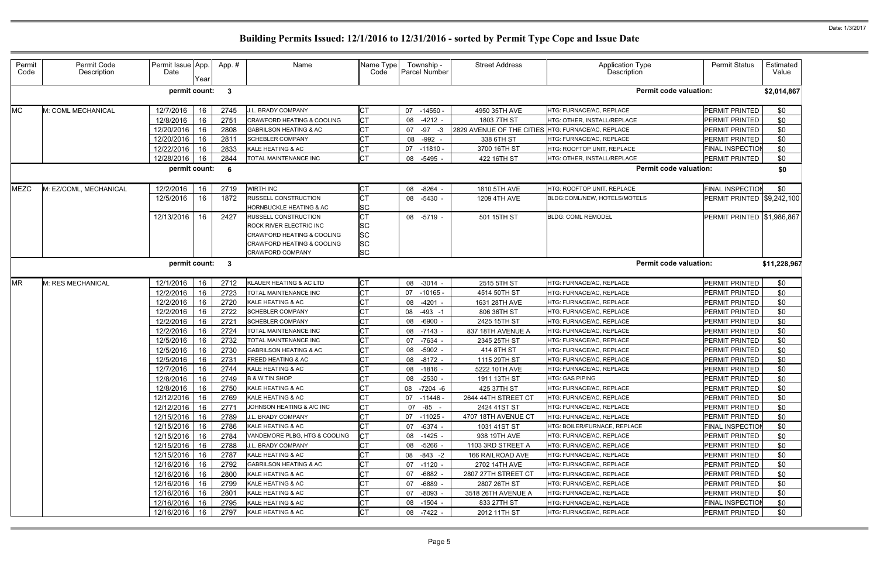# Building Permits Issued: 12/1/2016 to 12/31/2016 - sorted by Permit Type Cope and Issue Date

| Permit Code | Permit Code Description | Permit Issue Date | App. Year | App. # | Name | Name Type Code | Township - Parcel Number | Street Address | Application Type Description | Permit Status | Estimated Value |
|---|---|---|---|---|---|---|---|---|---|---|---|
| | | **permit count:** | | **3** | | | | | **Permit code valuation:** | | **$2,014,867** |
| MC | M: COML MECHANICAL | 12/7/2016 | 16 | 2745 | J.L. BRADY COMPANY | CT | 07 -14550 - | 4950 35TH AVE | HTG: FURNACE/AC, REPLACE | PERMIT PRINTED | $0 |
| | | 12/8/2016 | 16 | 2751 | CRAWFORD HEATING & COOLING | CT | 08 -4212 - | 1803 7TH ST | HTG: OTHER, INSTALL/REPLACE | PERMIT PRINTED | $0 |
| | | 12/20/2016 | 16 | 2808 | GABRILSON HEATING & AC | CT | 07 -97 -3 | 2829 AVENUE OF THE CITIES | HTG: FURNACE/AC, REPLACE | PERMIT PRINTED | $0 |
| | | 12/20/2016 | 16 | 2811 | SCHEBLER COMPANY | CT | 08 -992 - | 338 6TH ST | HTG: FURNACE/AC, REPLACE | PERMIT PRINTED | $0 |
| | | 12/22/2016 | 16 | 2833 | KALE HEATING & AC | CT | 07 -11810 - | 3700 16TH ST | HTG: ROOFTOP UNIT, REPLACE | FINAL INSPECTION | $0 |
| | | 12/28/2016 | 16 | 2844 | TOTAL MAINTENANCE INC | CT | 08 -5495 - | 422 16TH ST | HTG: OTHER, INSTALL/REPLACE | PERMIT PRINTED | $0 |
| | | **permit count:** | | **6** | | | | | **Permit code valuation:** | | **$0** |
| MEZC | M: EZ/COML, MECHANICAL | 12/2/2016 | 16 | 2719 | WIRTH INC | CT | 08 -8264 - | 1810 5TH AVE | HTG: ROOFTOP UNIT, REPLACE | FINAL INSPECTION | $0 |
| | | 12/5/2016 | 16 | 1872 | RUSSELL CONSTRUCTION | CT | 08 -5430 - | 1209 4TH AVE | BLDG:COML/NEW, HOTELS/MOTELS | PERMIT PRINTED | $9,242,100 |
| | | | | | HORNBUCKLE HEATING & AC | SC | | | | | |
| | | 12/13/2016 | 16 | 2427 | RUSSELL CONSTRUCTION | CT | 08 -5719 - | 501 15TH ST | BLDG: COML REMODEL | PERMIT PRINTED | $1,986,867 |
| | | | | | ROCK RIVER ELECTRIC INC | SC | | | | | |
| | | | | | CRAWFORD HEATING & COOLING | SC | | | | | |
| | | | | | CRAWFORD HEATING & COOLING | SC | | | | | |
| | | | | | CRAWFORD COMPANY | SC | | | | | |
| | | **permit count:** | | **3** | | | | | **Permit code valuation:** | | **$11,228,967** |
| MR | M: RES MECHANICAL | 12/1/2016 | 16 | 2712 | KLAUER HEATING & AC LTD | CT | 08 -3014 - | 2515 5TH ST | HTG: FURNACE/AC, REPLACE | PERMIT PRINTED | $0 |
| | | 12/2/2016 | 16 | 2723 | TOTAL MAINTENANCE INC | CT | 07 -10165 - | 4514 50TH ST | HTG: FURNACE/AC, REPLACE | PERMIT PRINTED | $0 |
| | | 12/2/2016 | 16 | 2720 | KALE HEATING & AC | CT | 08 -4201 - | 1631 28TH AVE | HTG: FURNACE/AC, REPLACE | PERMIT PRINTED | $0 |
| | | 12/2/2016 | 16 | 2722 | SCHEBLER COMPANY | CT | 08 -493 -1 | 806 36TH ST | HTG: FURNACE/AC, REPLACE | PERMIT PRINTED | $0 |
| | | 12/2/2016 | 16 | 2721 | SCHEBLER COMPANY | CT | 08 -6900 - | 2425 15TH ST | HTG: FURNACE/AC, REPLACE | PERMIT PRINTED | $0 |
| | | 12/2/2016 | 16 | 2724 | TOTAL MAINTENANCE INC | CT | 08 -7143 - | 837 18TH AVENUE A | HTG: FURNACE/AC, REPLACE | PERMIT PRINTED | $0 |
| | | 12/5/2016 | 16 | 2732 | TOTAL MAINTENANCE INC | CT | 07 -7634 - | 2345 25TH ST | HTG: FURNACE/AC, REPLACE | PERMIT PRINTED | $0 |
| | | 12/5/2016 | 16 | 2730 | GABRILSON HEATING & AC | CT | 08 -5902 - | 414 8TH ST | HTG: FURNACE/AC, REPLACE | PERMIT PRINTED | $0 |
| | | 12/5/2016 | 16 | 2731 | FREED HEATING & AC | CT | 08 -8172 - | 1115 29TH ST | HTG: FURNACE/AC, REPLACE | PERMIT PRINTED | $0 |
| | | 12/7/2016 | 16 | 2744 | KALE HEATING & AC | CT | 08 -1816 - | 5222 10TH AVE | HTG: FURNACE/AC, REPLACE | PERMIT PRINTED | $0 |
| | | 12/8/2016 | 16 | 2749 | B & W TIN SHOP | CT | 08 -2530 - | 1911 13TH ST | HTG: GAS PIPING | PERMIT PRINTED | $0 |
| | | 12/8/2016 | 16 | 2750 | KALE HEATING & AC | CT | 08 -7204 -6 | 425 37TH ST | HTG: FURNACE/AC, REPLACE | PERMIT PRINTED | $0 |
| | | 12/12/2016 | 16 | 2769 | KALE HEATING & AC | CT | 07 -11446 - | 2644 44TH STREET CT | HTG: FURNACE/AC, REPLACE | PERMIT PRINTED | $0 |
| | | 12/12/2016 | 16 | 2771 | JOHNSON HEATING & A/C INC | CT | 07 -85 - | 2424 41ST ST | HTG: FURNACE/AC, REPLACE | PERMIT PRINTED | $0 |
| | | 12/15/2016 | 16 | 2789 | J.L. BRADY COMPANY | CT | 07 -11025 - | 4707 18TH AVENUE CT | HTG: FURNACE/AC, REPLACE | PERMIT PRINTED | $0 |
| | | 12/15/2016 | 16 | 2786 | KALE HEATING & AC | CT | 07 -6374 - | 1031 41ST ST | HTG: BOILER/FURNACE, REPLACE | FINAL INSPECTION | $0 |
| | | 12/15/2016 | 16 | 2784 | VANDEMORE PLBG, HTG & COOLING | CT | 08 -1425 - | 938 19TH AVE | HTG: FURNACE/AC, REPLACE | PERMIT PRINTED | $0 |
| | | 12/15/2016 | 16 | 2788 | J.L. BRADY COMPANY | CT | 08 -5266 - | 1103 3RD STREET A | HTG: FURNACE/AC, REPLACE | PERMIT PRINTED | $0 |
| | | 12/15/2016 | 16 | 2787 | KALE HEATING & AC | CT | 08 -843 -2 | 166 RAILROAD AVE | HTG: FURNACE/AC, REPLACE | PERMIT PRINTED | $0 |
| | | 12/16/2016 | 16 | 2792 | GABRILSON HEATING & AC | CT | 07 -1120 - | 2702 14TH AVE | HTG: FURNACE/AC, REPLACE | PERMIT PRINTED | $0 |
| | | 12/16/2016 | 16 | 2800 | KALE HEATING & AC | CT | 07 -6882 - | 2807 27TH STREET CT | HTG: FURNACE/AC, REPLACE | PERMIT PRINTED | $0 |
| | | 12/16/2016 | 16 | 2799 | KALE HEATING & AC | CT | 07 -6889 - | 2807 26TH ST | HTG: FURNACE/AC, REPLACE | PERMIT PRINTED | $0 |
| | | 12/16/2016 | 16 | 2801 | KALE HEATING & AC | CT | 07 -8093 - | 3518 26TH AVENUE A | HTG: FURNACE/AC, REPLACE | PERMIT PRINTED | $0 |
| | | 12/16/2016 | 16 | 2795 | KALE HEATING & AC | CT | 08 -1504 - | 833 27TH ST | HTG: FURNACE/AC, REPLACE | FINAL INSPECTION | $0 |
| | | 12/16/2016 | 16 | 2797 | KALE HEATING & AC | CT | 08 -7422 - | 2012 11TH ST | HTG: FURNACE/AC, REPLACE | PERMIT PRINTED | $0 |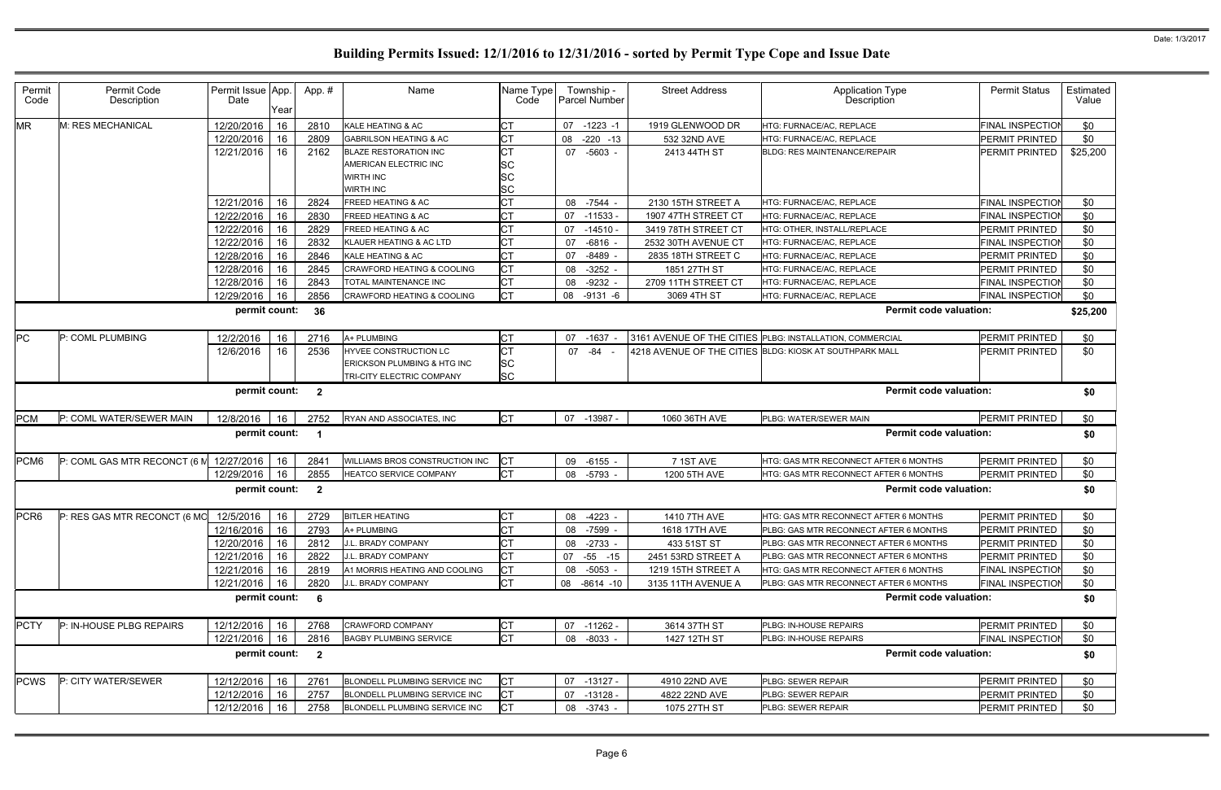# Building Permits Issued: 12/1/2016 to 12/31/2016 - sorted by Permit Type Cope and Issue Date

Date: 1/3/2017

| Permit Code | Permit Code Description | Permit Issue Date | App. Year | App. # | Name | Name Type Code | Township - Parcel Number | Street Address | Application Type Description | Permit Status | Estimated Value |
|---|---|---|---|---|---|---|---|---|---|---|---|
| MR | M: RES MECHANICAL | 12/20/2016 | 16 | 2810 | KALE HEATING & AC | CT | 07 -1223 -1 | 1919 GLENWOOD DR | HTG: FURNACE/AC, REPLACE | FINAL INSPECTION | $0 |
| | | 12/20/2016 | 16 | 2809 | GABRILSON HEATING & AC | CT | 08 -220 -13 | 532 32ND AVE | HTG: FURNACE/AC, REPLACE | PERMIT PRINTED | $0 |
| | | 12/21/2016 | 16 | 2162 | BLAZE RESTORATION INC | CT | 07 -5603 - | 2413 44TH ST | BLDG: RES MAINTENANCE/REPAIR | PERMIT PRINTED | $25,200 |
| | | | | | AMERICAN ELECTRIC INC | SC | | | | | |
| | | | | | WIRTH INC | SC | | | | | |
| | | | | | WIRTH INC | SC | | | | | |
| | | 12/21/2016 | 16 | 2824 | FREED HEATING & AC | CT | 08 -7544 - | 2130 15TH STREET A | HTG: FURNACE/AC, REPLACE | FINAL INSPECTION | $0 |
| | | 12/22/2016 | 16 | 2830 | FREED HEATING & AC | CT | 07 -11533 - | 1907 47TH STREET CT | HTG: FURNACE/AC, REPLACE | FINAL INSPECTION | $0 |
| | | 12/22/2016 | 16 | 2829 | FREED HEATING & AC | CT | 07 -14510 - | 3419 78TH STREET CT | HTG: OTHER, INSTALL/REPLACE | PERMIT PRINTED | $0 |
| | | 12/22/2016 | 16 | 2832 | KLAUER HEATING & AC LTD | CT | 07 -6816 - | 2532 30TH AVENUE CT | HTG: FURNACE/AC, REPLACE | FINAL INSPECTION | $0 |
| | | 12/28/2016 | 16 | 2846 | KALE HEATING & AC | CT | 07 -8489 - | 2835 18TH STREET C | HTG: FURNACE/AC, REPLACE | PERMIT PRINTED | $0 |
| | | 12/28/2016 | 16 | 2845 | CRAWFORD HEATING & COOLING | CT | 08 -3252 - | 1851 27TH ST | HTG: FURNACE/AC, REPLACE | PERMIT PRINTED | $0 |
| | | 12/28/2016 | 16 | 2843 | TOTAL MAINTENANCE INC | CT | 08 -9232 - | 2709 11TH STREET CT | HTG: FURNACE/AC, REPLACE | FINAL INSPECTION | $0 |
| | | 12/29/2016 | 16 | 2856 | CRAWFORD HEATING & COOLING | CT | 08 -9131 -6 | 3069 4TH ST | HTG: FURNACE/AC, REPLACE | FINAL INSPECTION | $0 |
| | | **permit count:** | | **36** | | | | | **Permit code valuation:** | | **$25,200** |
| PC | P: COML PLUMBING | 12/2/2016 | 16 | 2716 | A+ PLUMBING | CT | 07 -1637 - | 3161 AVENUE OF THE CITIES | PLBG: INSTALLATION, COMMERCIAL | PERMIT PRINTED | $0 |
| | | 12/6/2016 | 16 | 2536 | HYVEE CONSTRUCTION LC | CT | 07 -84 - | 4218 AVENUE OF THE CITIES | BLDG: KIOSK AT SOUTHPARK MALL | PERMIT PRINTED | $0 |
| | | | | | ERICKSON PLUMBING & HTG INC | SC | | | | | |
| | | | | | TRI-CITY ELECTRIC COMPANY | SC | | | | | |
| | | **permit count:** | | **2** | | | | | **Permit code valuation:** | | **$0** |
| PCM | P: COML WATER/SEWER MAIN | 12/8/2016 | 16 | 2752 | RYAN AND ASSOCIATES, INC | CT | 07 -13987 - | 1060 36TH AVE | PLBG: WATER/SEWER MAIN | PERMIT PRINTED | $0 |
| | | **permit count:** | | **1** | | | | | **Permit code valuation:** | | **$0** |
| PCM6 | P: COML GAS MTR RECONCT (6 M | 12/27/2016 | 16 | 2841 | WILLIAMS BROS CONSTRUCTION INC | CT | 09 -6155 - | 7 1ST AVE | HTG: GAS MTR RECONNECT AFTER 6 MONTHS | PERMIT PRINTED | $0 |
| | | 12/29/2016 | 16 | 2855 | HEATCO SERVICE COMPANY | CT | 08 -5793 - | 1200 5TH AVE | HTG: GAS MTR RECONNECT AFTER 6 MONTHS | PERMIT PRINTED | $0 |
| | | **permit count:** | | **2** | | | | | **Permit code valuation:** | | **$0** |
| PCR6 | P: RES GAS MTR RECONCT (6 MO | 12/5/2016 | 16 | 2729 | BITLER HEATING | CT | 08 -4223 - | 1410 7TH AVE | HTG: GAS MTR RECONNECT AFTER 6 MONTHS | PERMIT PRINTED | $0 |
| | | 12/16/2016 | 16 | 2793 | A+ PLUMBING | CT | 08 -7599 - | 1618 17TH AVE | PLBG: GAS MTR RECONNECT AFTER 6 MONTHS | PERMIT PRINTED | $0 |
| | | 12/20/2016 | 16 | 2812 | J.L. BRADY COMPANY | CT | 08 -2733 - | 433 51ST ST | PLBG: GAS MTR RECONNECT AFTER 6 MONTHS | PERMIT PRINTED | $0 |
| | | 12/21/2016 | 16 | 2822 | J.L. BRADY COMPANY | CT | 07 -55 -15 | 2451 53RD STREET A | PLBG: GAS MTR RECONNECT AFTER 6 MONTHS | PERMIT PRINTED | $0 |
| | | 12/21/2016 | 16 | 2819 | A1 MORRIS HEATING AND COOLING | CT | 08 -5053 - | 1219 15TH STREET A | HTG: GAS MTR RECONNECT AFTER 6 MONTHS | FINAL INSPECTION | $0 |
| | | 12/21/2016 | 16 | 2820 | J.L. BRADY COMPANY | CT | 08 -8614 -10 | 3135 11TH AVENUE A | PLBG: GAS MTR RECONNECT AFTER 6 MONTHS | FINAL INSPECTION | $0 |
| | | **permit count:** | | **6** | | | | | **Permit code valuation:** | | **$0** |
| PCTY | P: IN-HOUSE PLBG REPAIRS | 12/12/2016 | 16 | 2768 | CRAWFORD COMPANY | CT | 07 -11262 - | 3614 37TH ST | PLBG: IN-HOUSE REPAIRS | PERMIT PRINTED | $0 |
| | | 12/21/2016 | 16 | 2816 | BAGBY PLUMBING SERVICE | CT | 08 -8033 - | 1427 12TH ST | PLBG: IN-HOUSE REPAIRS | FINAL INSPECTION | $0 |
| | | **permit count:** | | **2** | | | | | **Permit code valuation:** | | **$0** |
| PCWS | P: CITY WATER/SEWER | 12/12/2016 | 16 | 2761 | BLONDELL PLUMBING SERVICE INC | CT | 07 -13127 - | 4910 22ND AVE | PLBG: SEWER REPAIR | PERMIT PRINTED | $0 |
| | | 12/12/2016 | 16 | 2757 | BLONDELL PLUMBING SERVICE INC | CT | 07 -13128 - | 4822 22ND AVE | PLBG: SEWER REPAIR | PERMIT PRINTED | $0 |
| | | 12/12/2016 | 16 | 2758 | BLONDELL PLUMBING SERVICE INC | CT | 08 -3743 - | 1075 27TH ST | PLBG: SEWER REPAIR | PERMIT PRINTED | $0 |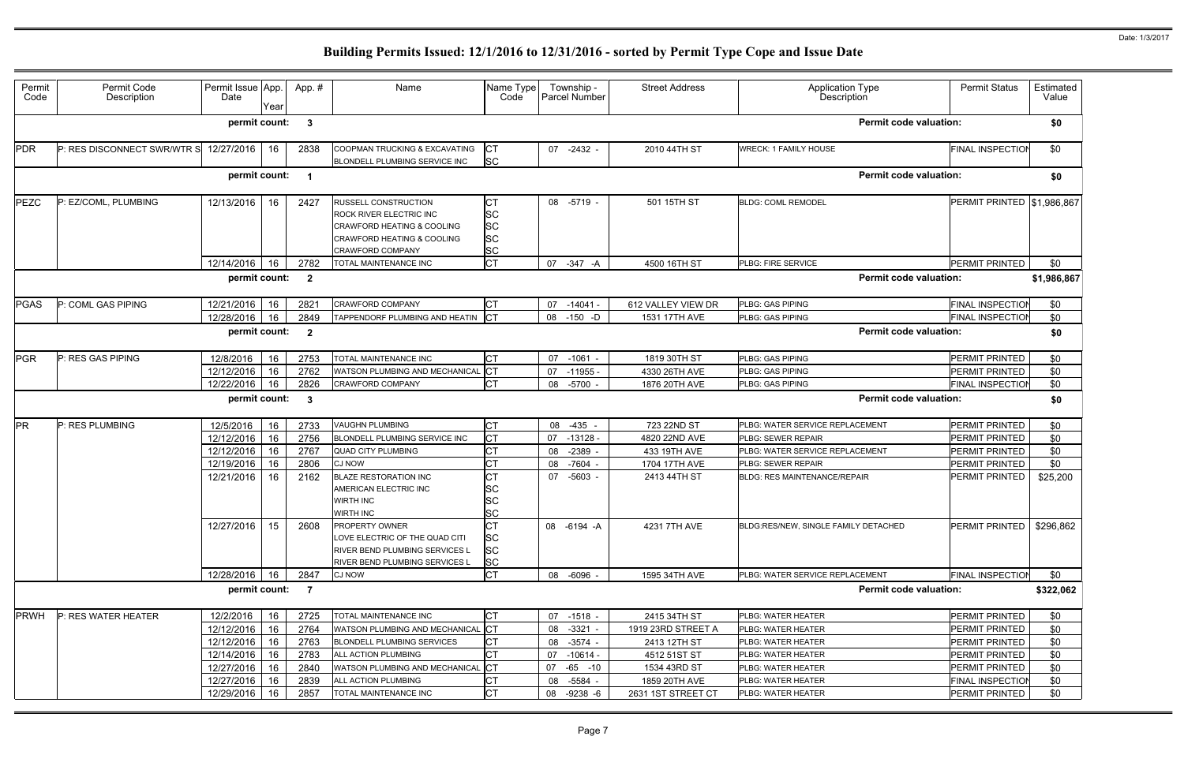# Building Permits Issued: 12/1/2016 to 12/31/2016 - sorted by Permit Type Cope and Issue Date

Date: 1/3/2017

| Permit Code | Permit Code Description | Permit Issue Date | App. Year | App. # | Name | Name Type Code | Township - Parcel Number | Street Address | Application Type Description | Permit Status | Estimated Value |
|---|---|---|---|---|---|---|---|---|---|---|---|
| | | permit count: | | 3 | | | | | Permit code valuation: | | $0 |
| PDR | P: RES DISCONNECT SWR/WTR S | 12/27/2016 | 16 | 2838 | COOPMAN TRUCKING & EXCAVATING<br>BLONDELL PLUMBING SERVICE INC | CT<br>SC | 07 -2432 - | 2010 44TH ST | WRECK: 1 FAMILY HOUSE | FINAL INSPECTION | $0 |
| | | permit count: | | 1 | | | | | Permit code valuation: | | $0 |
| PEZC | P: EZ/COML, PLUMBING | 12/13/2016 | 16 | 2427 | RUSSELL CONSTRUCTION<br>ROCK RIVER ELECTRIC INC<br>CRAWFORD HEATING & COOLING<br>CRAWFORD HEATING & COOLING<br>CRAWFORD COMPANY | CT<br>SC<br>SC<br>SC<br>SC | 08 -5719 - | 501 15TH ST | BLDG: COML REMODEL | PERMIT PRINTED | $1,986,867 |
| | | 12/14/2016 | 16 | 2782 | TOTAL MAINTENANCE INC | CT | 07 -347 -A | 4500 16TH ST | PLBG: FIRE SERVICE | PERMIT PRINTED | $0 |
| | | permit count: | | 2 | | | | | Permit code valuation: | | $1,986,867 |
| PGAS | P: COML GAS PIPING | 12/21/2016 | 16 | 2821 | CRAWFORD COMPANY | CT | 07 -14041 - | 612 VALLEY VIEW DR | PLBG: GAS PIPING | FINAL INSPECTION | $0 |
| | | 12/28/2016 | 16 | 2849 | TAPPENDORF PLUMBING AND HEATIN | CT | 08 -150 -D | 1531 17TH AVE | PLBG: GAS PIPING | FINAL INSPECTION | $0 |
| | | permit count: | | 2 | | | | | Permit code valuation: | | $0 |
| PGR | P: RES GAS PIPING | 12/8/2016 | 16 | 2753 | TOTAL MAINTENANCE INC | CT | 07 -1061 - | 1819 30TH ST | PLBG: GAS PIPING | PERMIT PRINTED | $0 |
| | | 12/12/2016 | 16 | 2762 | WATSON PLUMBING AND MECHANICAL | CT | 07 -11955 - | 4330 26TH AVE | PLBG: GAS PIPING | PERMIT PRINTED | $0 |
| | | 12/22/2016 | 16 | 2826 | CRAWFORD COMPANY | CT | 08 -5700 - | 1876 20TH AVE | PLBG: GAS PIPING | FINAL INSPECTION | $0 |
| | | permit count: | | 3 | | | | | Permit code valuation: | | $0 |
| PR | P: RES PLUMBING | 12/5/2016 | 16 | 2733 | VAUGHN PLUMBING | CT | 08 -435 - | 723 22ND ST | PLBG: WATER SERVICE REPLACEMENT | PERMIT PRINTED | $0 |
| | | 12/12/2016 | 16 | 2756 | BLONDELL PLUMBING SERVICE INC | CT | 07 -13128 - | 4820 22ND AVE | PLBG: SEWER REPAIR | PERMIT PRINTED | $0 |
| | | 12/12/2016 | 16 | 2767 | QUAD CITY PLUMBING | CT | 08 -2389 - | 433 19TH AVE | PLBG: WATER SERVICE REPLACEMENT | PERMIT PRINTED | $0 |
| | | 12/19/2016 | 16 | 2806 | CJ NOW | CT | 08 -7604 - | 1704 17TH AVE | PLBG: SEWER REPAIR | PERMIT PRINTED | $0 |
| | | 12/21/2016 | 16 | 2162 | BLAZE RESTORATION INC<br>AMERICAN ELECTRIC INC<br>WIRTH INC<br>WIRTH INC | CT<br>SC<br>SC<br>SC | 07 -5603 - | 2413 44TH ST | BLDG: RES MAINTENANCE/REPAIR | PERMIT PRINTED | $25,200 |
| | | 12/27/2016 | 15 | 2608 | PROPERTY OWNER<br>LOVE ELECTRIC OF THE QUAD CITI<br>RIVER BEND PLUMBING SERVICES L<br>RIVER BEND PLUMBING SERVICES L | CT<br>SC<br>SC<br>SC | 08 -6194 -A | 4231 7TH AVE | BLDG:RES/NEW, SINGLE FAMILY DETACHED | PERMIT PRINTED | $296,862 |
| | | 12/28/2016 | 16 | 2847 | CJ NOW | CT | 08 -6096 - | 1595 34TH AVE | PLBG: WATER SERVICE REPLACEMENT | FINAL INSPECTION | $0 |
| | | permit count: | | 7 | | | | | Permit code valuation: | | $322,062 |
| PRWH | P: RES WATER HEATER | 12/2/2016 | 16 | 2725 | TOTAL MAINTENANCE INC | CT | 07 -1518 - | 2415 34TH ST | PLBG: WATER HEATER | PERMIT PRINTED | $0 |
| | | 12/12/2016 | 16 | 2764 | WATSON PLUMBING AND MECHANICAL | CT | 08 -3321 - | 1919 23RD STREET A | PLBG: WATER HEATER | PERMIT PRINTED | $0 |
| | | 12/12/2016 | 16 | 2763 | BLONDELL PLUMBING SERVICES | CT | 08 -3574 - | 2413 12TH ST | PLBG: WATER HEATER | PERMIT PRINTED | $0 |
| | | 12/14/2016 | 16 | 2783 | ALL ACTION PLUMBING | CT | 07 -10614 - | 4512 51ST ST | PLBG: WATER HEATER | PERMIT PRINTED | $0 |
| | | 12/27/2016 | 16 | 2840 | WATSON PLUMBING AND MECHANICAL | CT | 07 -65 -10 | 1534 43RD ST | PLBG: WATER HEATER | PERMIT PRINTED | $0 |
| | | 12/27/2016 | 16 | 2839 | ALL ACTION PLUMBING | CT | 08 -5584 - | 1859 20TH AVE | PLBG: WATER HEATER | FINAL INSPECTION | $0 |
| | | 12/29/2016 | 16 | 2857 | TOTAL MAINTENANCE INC | CT | 08 -9238 -6 | 2631 1ST STREET CT | PLBG: WATER HEATER | PERMIT PRINTED | $0 |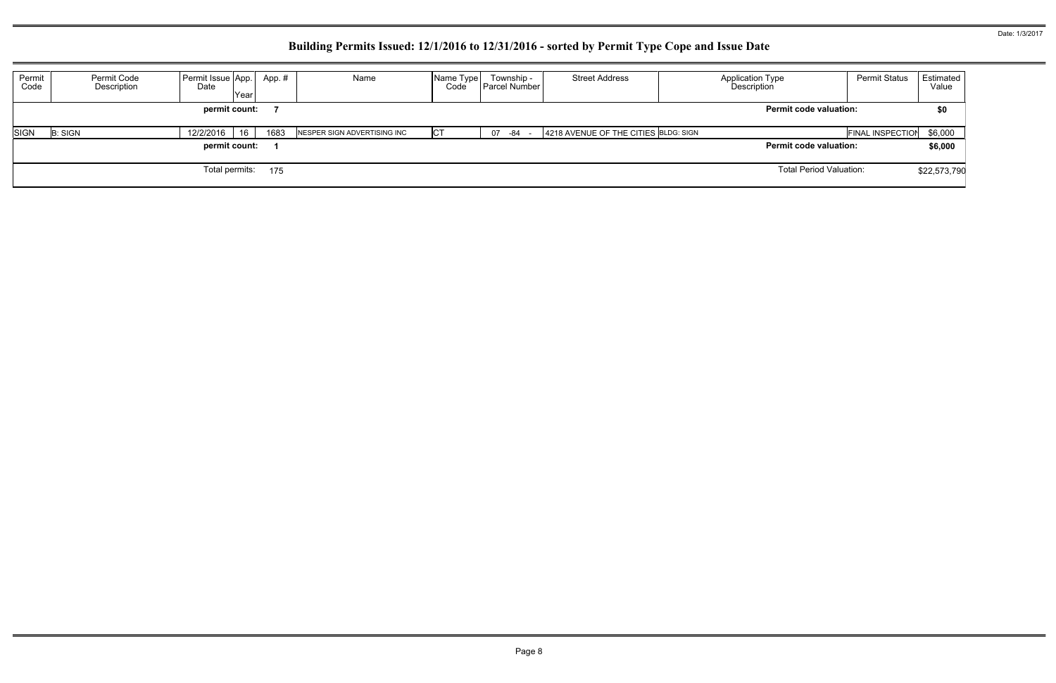# Building Permits Issued: 12/1/2016 to 12/31/2016 - sorted by Permit Type Cope and Issue Date

| Permit Code | Permit Code Description | Permit Issue Date | App. Year | App. # | Name | Name Type Code | Township - Parcel Number | Street Address | Application Type Description | Permit Status | Estimated Value |
|---|---|---|---|---|---|---|---|---|---|---|---|
| | | **permit count:** | | **7** | | | | | **Permit code valuation:** | | **$0** |
| SIGN | B: SIGN | 12/2/2016 | 16 | 1683 | NESPER SIGN ADVERTISING INC | CT | 07 -84 - | 4218 AVENUE OF THE CITIES | BLDG: SIGN | FINAL INSPECTION | $6,000 |
| | | **permit count:** | | **1** | | | | | **Permit code valuation:** | | **$6,000** |
| | | Total permits: | | 175 | | | | | Total Period Valuation: | | $22,573,790 |